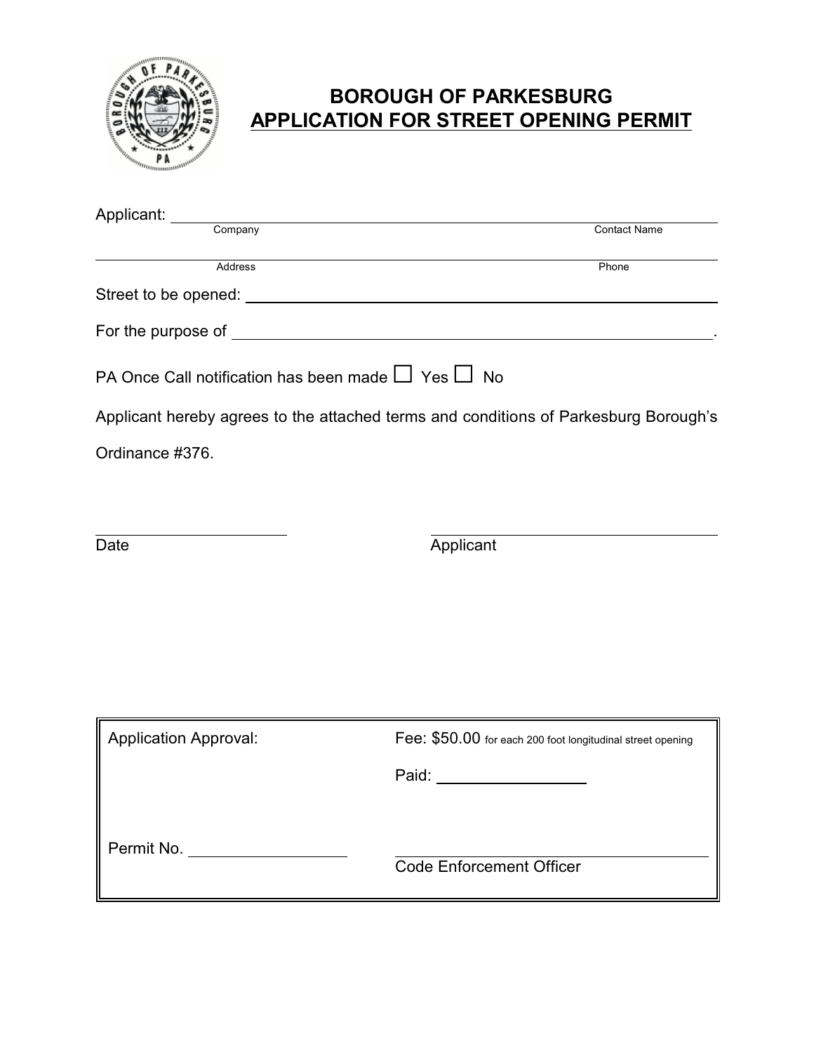# BOROUGH OF PARKESBURG

## APPLICATION FOR STREET OPENING PERMIT

Applicant: ______________________________________________

Company | Contact Name

______________________________________________

Address | Phone

Street to be opened: ______________________________________________

For the purpose of ______________________________________________.

PA Once Call notification has been made ☐ Yes ☐ No

Applicant hereby agrees to the attached terms and conditions of Parkesburg Borough's Ordinance #376.

______________________ ______________________

Date Applicant

| Application Approval: | Fee: $50.00 for each 200 foot longitudinal street opening |
| --- | --- |
| | Paid: ______________ |
| Permit No. ______________ | ______________________ Code Enforcement Officer |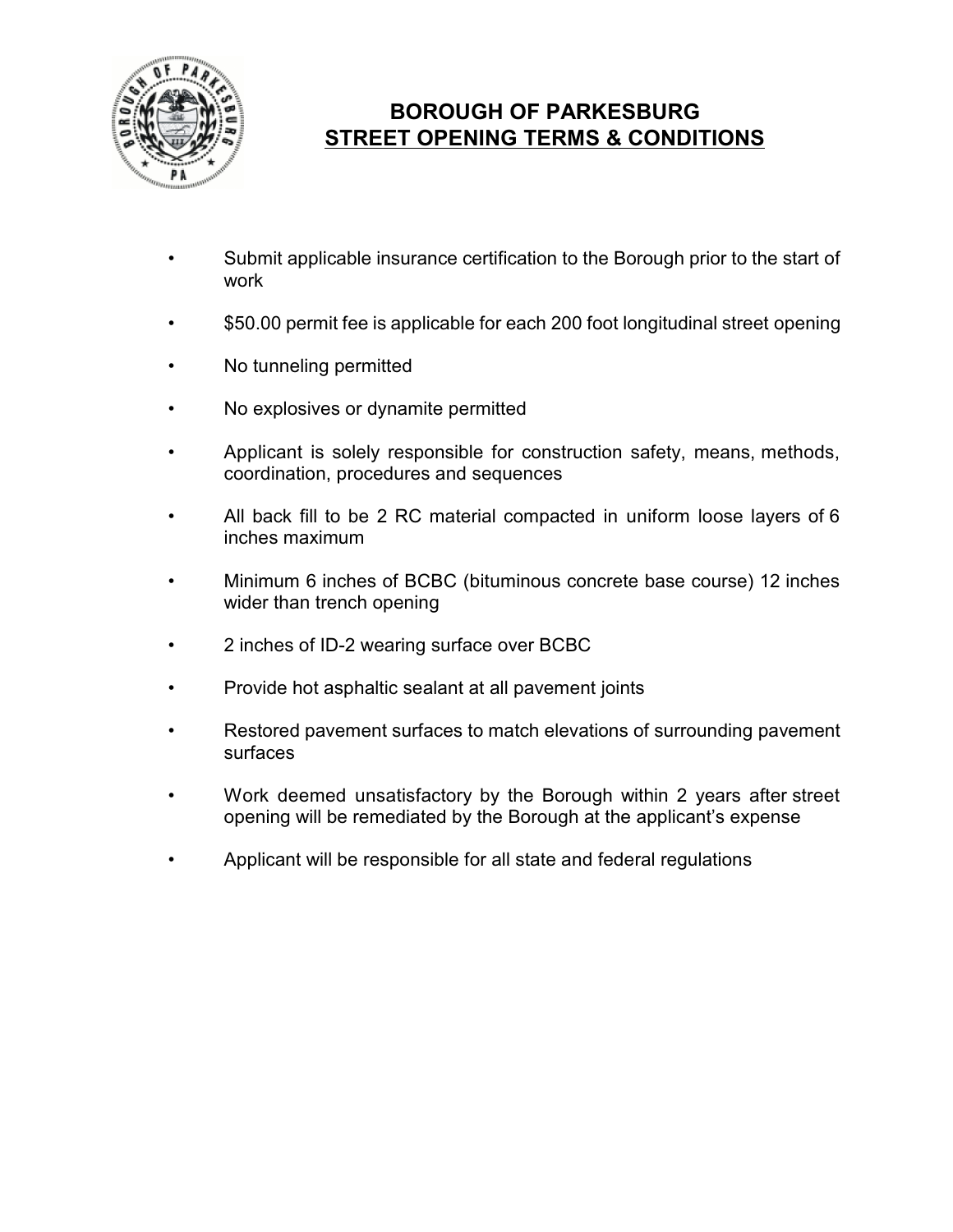# BOROUGH OF PARKESBURG

## STREET OPENING TERMS & CONDITIONS

- Submit applicable insurance certification to the Borough prior to the start of work
- $50.00 permit fee is applicable for each 200 foot longitudinal street opening
- No tunneling permitted
- No explosives or dynamite permitted
- Applicant is solely responsible for construction safety, means, methods, coordination, procedures and sequences
- All back fill to be 2 RC material compacted in uniform loose layers of 6 inches maximum
- Minimum 6 inches of BCBC (bituminous concrete base course) 12 inches wider than trench opening
- 2 inches of ID-2 wearing surface over BCBC
- Provide hot asphaltic sealant at all pavement joints
- Restored pavement surfaces to match elevations of surrounding pavement surfaces
- Work deemed unsatisfactory by the Borough within 2 years after street opening will be remediated by the Borough at the applicant's expense
- Applicant will be responsible for all state and federal regulations